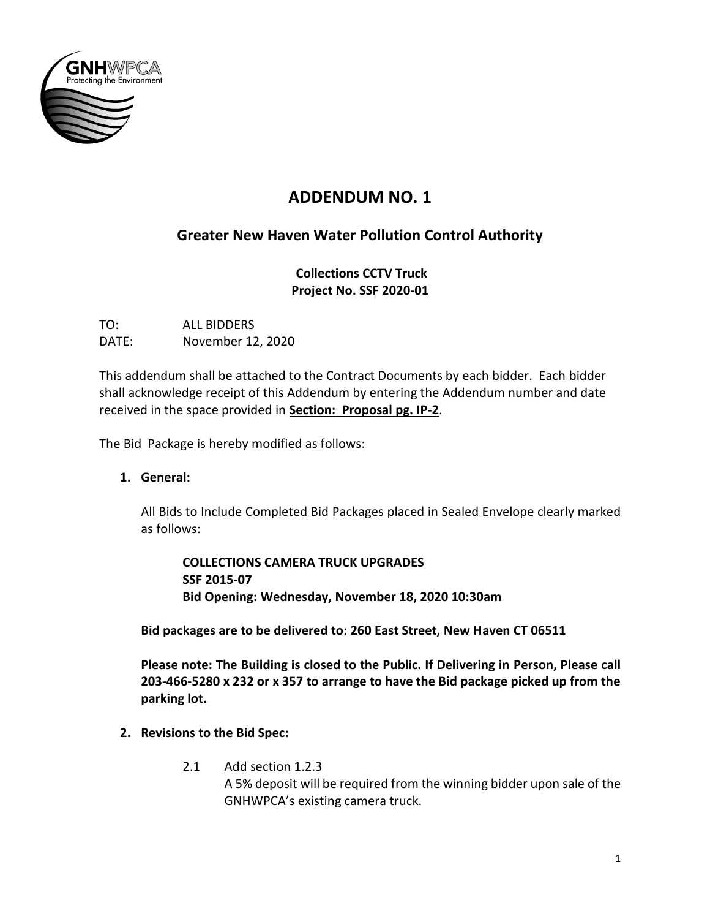# ADDENDUM NO. 1

## Greater New Haven Water Pollution Control Authority

**Collections CCTV Truck**
**Project No. SSF 2020-01**

TO: ALL BIDDERS
DATE: November 12, 2020

This addendum shall be attached to the Contract Documents by each bidder. Each bidder shall acknowledge receipt of this Addendum by entering the Addendum number and date received in the space provided in **Section: Proposal pg. IP-2**.

The Bid Package is hereby modified as follows:

1. **General:**

   All Bids to Include Completed Bid Packages placed in Sealed Envelope clearly marked as follows:

   > **COLLECTIONS CAMERA TRUCK UPGRADES**
   > **SSF 2015-07**
   > **Bid Opening: Wednesday, November 18, 2020 10:30am**

   **Bid packages are to be delivered to: 260 East Street, New Haven CT 06511**

   **Please note: The Building is closed to the Public. If Delivering in Person, Please call 203-466-5280 x 232 or x 357 to arrange to have the Bid package picked up from the parking lot.**

2. **Revisions to the Bid Spec:**

   2.1 Add section 1.2.3
   A 5% deposit will be required from the winning bidder upon sale of the GNHWPCA's existing camera truck.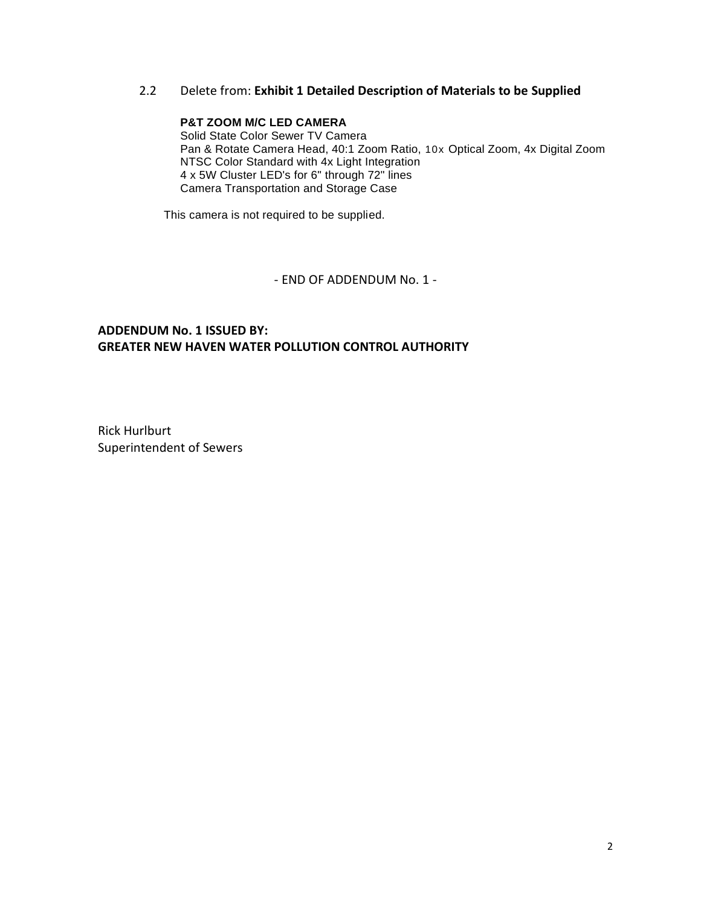2.2 Delete from: **Exhibit 1 Detailed Description of Materials to be Supplied**

**P&T ZOOM M/C LED CAMERA**
Solid State Color Sewer TV Camera
Pan & Rotate Camera Head, 40:1 Zoom Ratio, 10x Optical Zoom, 4x Digital Zoom
NTSC Color Standard with 4x Light Integration
4 x 5W Cluster LED's for 6" through 72" lines
Camera Transportation and Storage Case

This camera is not required to be supplied.

- END OF ADDENDUM No. 1 -

**ADDENDUM No. 1 ISSUED BY:**
**GREATER NEW HAVEN WATER POLLUTION CONTROL AUTHORITY**

Rick Hurlburt
Superintendent of Sewers